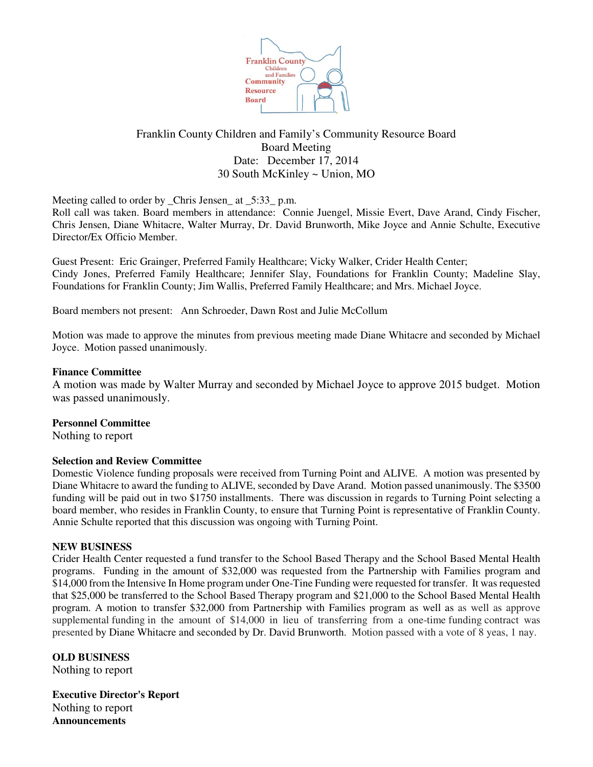Franklin County Children and Family's Community Resource Board
Board Meeting
Date: December 17, 2014
30 South McKinley ~ Union, MO

Meeting called to order by _Chris Jensen_ at _5:33_ p.m.
Roll call was taken. Board members in attendance: Connie Juengel, Missie Evert, Dave Arand, Cindy Fischer, Chris Jensen, Diane Whitacre, Walter Murray, Dr. David Brunworth, Mike Joyce and Annie Schulte, Executive Director/Ex Officio Member.

Guest Present: Eric Grainger, Preferred Family Healthcare; Vicky Walker, Crider Health Center; Cindy Jones, Preferred Family Healthcare; Jennifer Slay, Foundations for Franklin County; Madeline Slay, Foundations for Franklin County; Jim Wallis, Preferred Family Healthcare; and Mrs. Michael Joyce.

Board members not present: Ann Schroeder, Dawn Rost and Julie McCollum

Motion was made to approve the minutes from previous meeting made Diane Whitacre and seconded by Michael Joyce. Motion passed unanimously.

**Finance Committee**
A motion was made by Walter Murray and seconded by Michael Joyce to approve 2015 budget. Motion was passed unanimously.

**Personnel Committee**
Nothing to report

**Selection and Review Committee**
Domestic Violence funding proposals were received from Turning Point and ALIVE. A motion was presented by Diane Whitacre to award the funding to ALIVE, seconded by Dave Arand. Motion passed unanimously. The $3500 funding will be paid out in two $1750 installments. There was discussion in regards to Turning Point selecting a board member, who resides in Franklin County, to ensure that Turning Point is representative of Franklin County. Annie Schulte reported that this discussion was ongoing with Turning Point.

**NEW BUSINESS**
Crider Health Center requested a fund transfer to the School Based Therapy and the School Based Mental Health programs. Funding in the amount of $32,000 was requested from the Partnership with Families program and $14,000 from the Intensive In Home program under One-Tine Funding were requested for transfer. It was requested that $25,000 be transferred to the School Based Therapy program and $21,000 to the School Based Mental Health program. A motion to transfer $32,000 from Partnership with Families program as well as as well as approve supplemental funding in the amount of $14,000 in lieu of transferring from a one-time funding contract was presented by Diane Whitacre and seconded by Dr. David Brunworth. Motion passed with a vote of 8 yeas, 1 nay.

**OLD BUSINESS**
Nothing to report

**Executive Director's Report**
Nothing to report

**Announcements**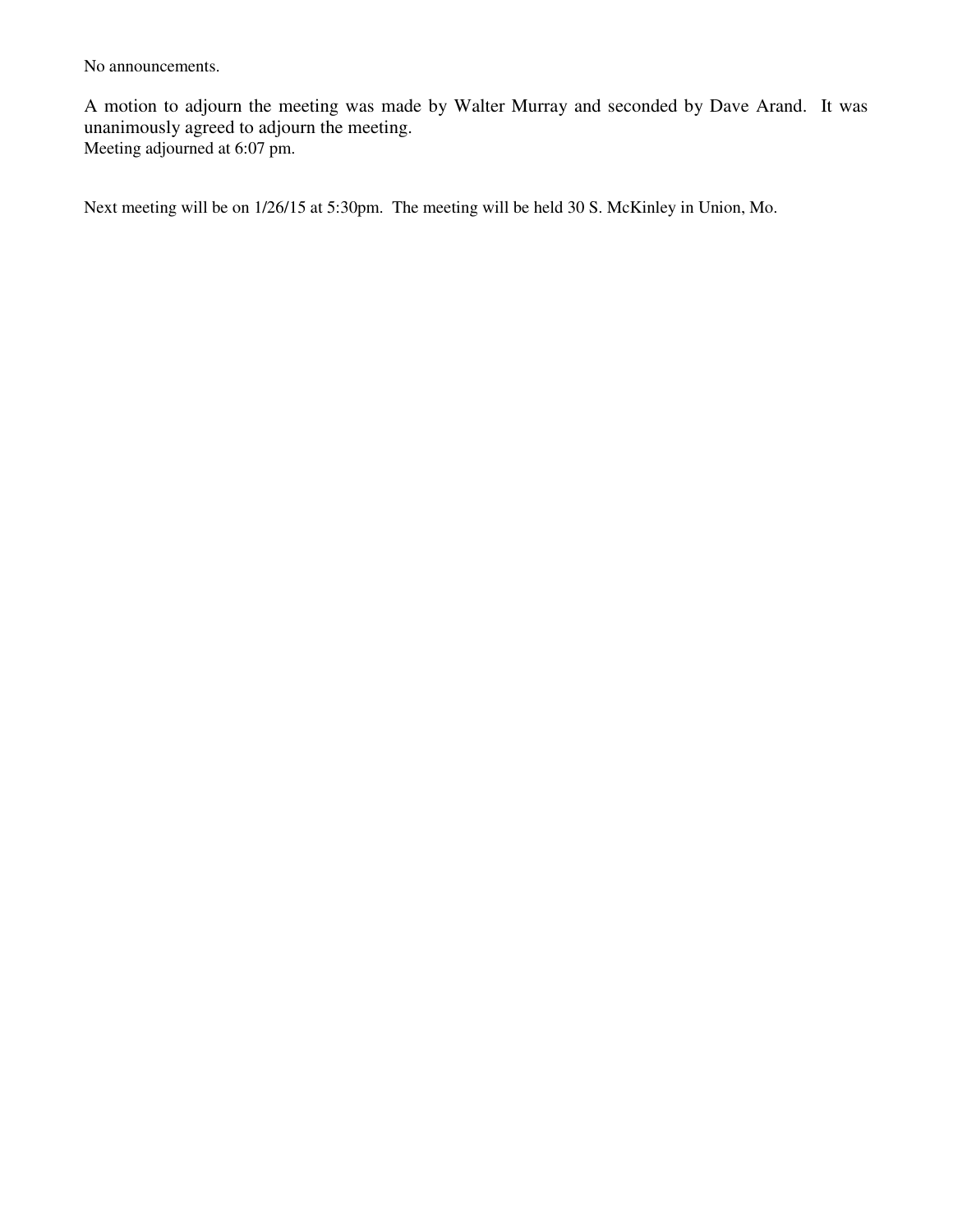No announcements.

A motion to adjourn the meeting was made by Walter Murray and seconded by Dave Arand. It was unanimously agreed to adjourn the meeting.
Meeting adjourned at 6:07 pm.

Next meeting will be on 1/26/15 at 5:30pm. The meeting will be held 30 S. McKinley in Union, Mo.